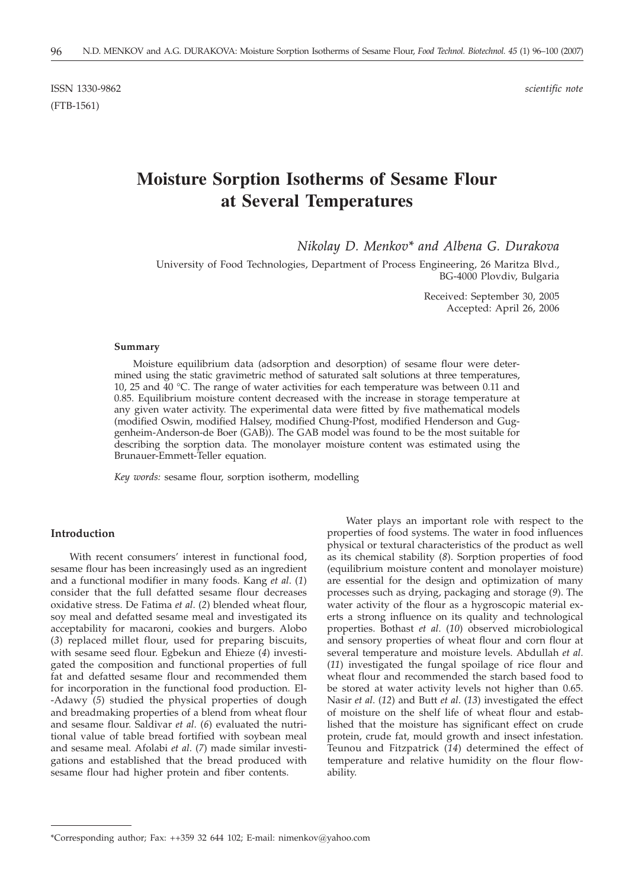ISSN 1330-9862 *scientific note*

(FTB-1561)

# Moisture Sorption Isotherms of Sesame Flour at Several Temperatures

*Nikolay D. Menkov\* and Albena G. Durakova*

University of Food Technologies, Department of Process Engineering, 26 Maritza Blvd., BG-4000 Plovdiv, Bulgaria

Received: September 30, 2005
Accepted: April 26, 2006

#### Summary

Moisture equilibrium data (adsorption and desorption) of sesame flour were determined using the static gravimetric method of saturated salt solutions at three temperatures, 10, 25 and 40 °C. The range of water activities for each temperature was between 0.11 and 0.85. Equilibrium moisture content decreased with the increase in storage temperature at any given water activity. The experimental data were fitted by five mathematical models (modified Oswin, modified Halsey, modified Chung-Pfost, modified Henderson and Guggenheim-Anderson-de Boer (GAB)). The GAB model was found to be the most suitable for describing the sorption data. The monolayer moisture content was estimated using the Brunauer-Emmett-Teller equation.

*Key words:* sesame flour, sorption isotherm, modelling

## Introduction

With recent consumers' interest in functional food, sesame flour has been increasingly used as an ingredient and a functional modifier in many foods. Kang *et al*. (*1*) consider that the full defatted sesame flour decreases oxidative stress. De Fatima *et al*. (*2*) blended wheat flour, soy meal and defatted sesame meal and investigated its acceptability for macaroni, cookies and burgers. Alobo (*3*) replaced millet flour, used for preparing biscuits, with sesame seed flour. Egbekun and Ehieze (*4*) investigated the composition and functional properties of full fat and defatted sesame flour and recommended them for incorporation in the functional food production. El-Adawy (*5*) studied the physical properties of dough and breadmaking properties of a blend from wheat flour and sesame flour. Saldivar *et al*. (*6*) evaluated the nutritional value of table bread fortified with soybean meal and sesame meal. Afolabi *et al*. (*7*) made similar investigations and established that the bread produced with sesame flour had higher protein and fiber contents.

Water plays an important role with respect to the properties of food systems. The water in food influences physical or textural characteristics of the product as well as its chemical stability (*8*). Sorption properties of food (equilibrium moisture content and monolayer moisture) are essential for the design and optimization of many processes such as drying, packaging and storage (*9*). The water activity of the flour as a hygroscopic material exerts a strong influence on its quality and technological properties. Bothast *et al*. (*10*) observed microbiological and sensory properties of wheat flour and corn flour at several temperature and moisture levels. Abdullah *et al*. (*11*) investigated the fungal spoilage of rice flour and wheat flour and recommended the starch based food to be stored at water activity levels not higher than 0.65. Nasir *et al*. (*12*) and Butt *et al*. (*13*) investigated the effect of moisture on the shelf life of wheat flour and established that the moisture has significant effect on crude protein, crude fat, mould growth and insect infestation. Teunou and Fitzpatrick (*14*) determined the effect of temperature and relative humidity on the flour flowability.

\*Corresponding author; Fax: ++359 32 644 102; E-mail: nimenkov@yahoo.com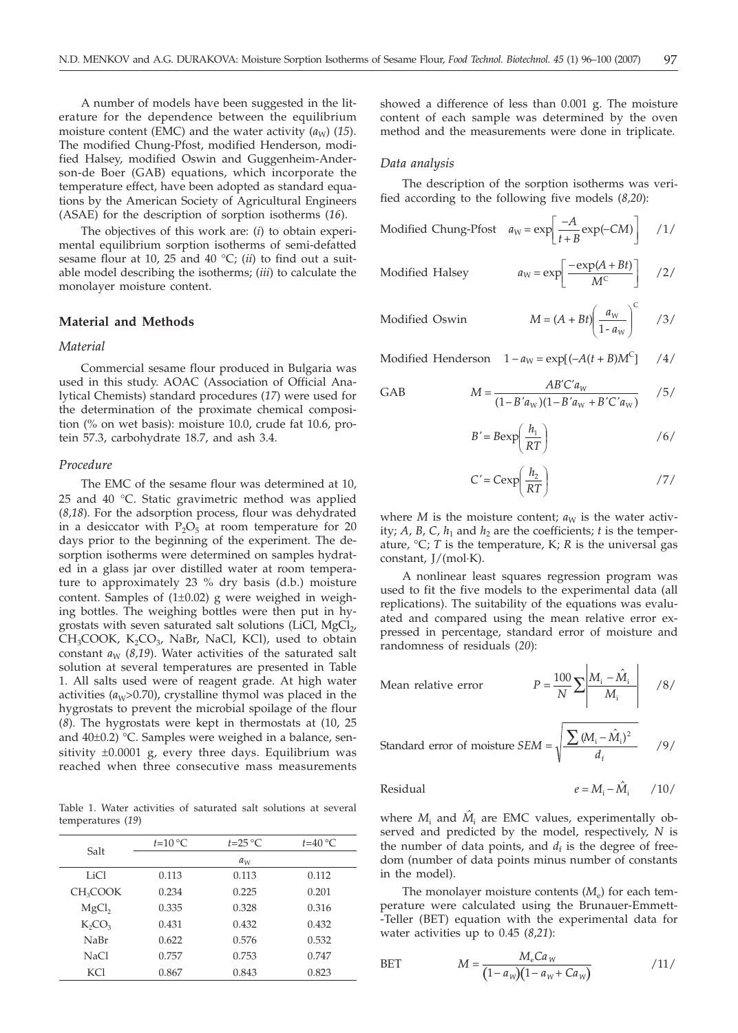A number of models have been suggested in the literature for the dependence between the equilibrium moisture content (EMC) and the water activity ($a_W$) (*15*). The modified Chung-Pfost, modified Henderson, modified Halsey, modified Oswin and Guggenheim-Anderson-de Boer (GAB) equations, which incorporate the temperature effect, have been adopted as standard equations by the American Society of Agricultural Engineers (ASAE) for the description of sorption isotherms (*16*).

The objectives of this work are: (*i*) to obtain experimental equilibrium sorption isotherms of semi-defatted sesame flour at 10, 25 and 40 °C; (*ii*) to find out a suitable model describing the isotherms; (*iii*) to calculate the monolayer moisture content.

## Material and Methods

### *Material*

Commercial sesame flour produced in Bulgaria was used in this study. AOAC (Association of Official Analytical Chemists) standard procedures (*17*) were used for the determination of the proximate chemical composition (% on wet basis): moisture 10.0, crude fat 10.6, protein 57.3, carbohydrate 18.7, and ash 3.4.

### *Procedure*

The EMC of the sesame flour was determined at 10, 25 and 40 °C. Static gravimetric method was applied (*8,18*). For the adsorption process, flour was dehydrated in a desiccator with $P_2O_5$ at room temperature for 20 days prior to the beginning of the experiment. The desorption isotherms were determined on samples hydrated in a glass jar over distilled water at room temperature to approximately 23 % dry basis (d.b.) moisture content. Samples of (1±0.02) g were weighed in weighing bottles. The weighing bottles were then put in hygrostats with seven saturated salt solutions (LiCl, $MgCl_2$, $CH_3COOK$, $K_2CO_3$, NaBr, NaCl, KCl), used to obtain constant $a_W$ (*8,19*). Water activities of the saturated salt solution at several temperatures are presented in Table 1. All salts used were of reagent grade. At high water activities ($a_W$>0.70), crystalline thymol was placed in the hygrostats to prevent the microbial spoilage of the flour (*8*). The hygrostats were kept in thermostats at (10, 25 and 40±0.2) °C. Samples were weighed in a balance, sensitivity ±0.0001 g, every three days. Equilibrium was reached when three consecutive mass measurements showed a difference of less than 0.001 g. The moisture content of each sample was determined by the oven method and the measurements were done in triplicate.

Table 1. Water activities of saturated salt solutions at several temperatures (*19*)

| Salt | $t$=10 °C | $t$=25 °C | $t$=40 °C |
|---|---|---|---|
| | $a_W$ | | |
| LiCl | 0.113 | 0.113 | 0.112 |
| $CH_3COOK$ | 0.234 | 0.225 | 0.201 |
| $MgCl_2$ | 0.335 | 0.328 | 0.316 |
| $K_2CO_3$ | 0.431 | 0.432 | 0.432 |
| NaBr | 0.622 | 0.576 | 0.532 |
| NaCl | 0.757 | 0.753 | 0.747 |
| KCl | 0.867 | 0.843 | 0.823 |

### *Data analysis*

The description of the sorption isotherms was verified according to the following five models (*8,20*):

Modified Chung-Pfost
$$a_W = \exp\left[\frac{-A}{t+B}\exp(-CM)\right] \quad /1/$$

Modified Halsey
$$a_W = \exp\left[\frac{-\exp(A+Bt)}{M^C}\right] \quad /2/$$

Modified Oswin
$$M = (A+Bt)\left(\frac{a_W}{1-a_W}\right)^C \quad /3/$$

Modified Henderson
$$1-a_W = \exp[(-A(t+B)M^C] \quad /4/$$

GAB
$$M = \frac{AB'C'a_W}{(1-B'a_W)(1-B'a_W+B'C'a_W)} \quad /5/$$

$$B' = B\exp\left(\frac{h_1}{RT}\right) \quad /6/$$

$$C' = C\exp\left(\frac{h_2}{RT}\right) \quad /7/$$

where $M$ is the moisture content; $a_W$ is the water activity; $A$, $B$, $C$, $h_1$ and $h_2$ are the coefficients; $t$ is the temperature, °C; $T$ is the temperature, K; $R$ is the universal gas constant, J/(mol·K).

A nonlinear least squares regression program was used to fit the five models to the experimental data (all replications). The suitability of the equations was evaluated and compared using the mean relative error expressed in percentage, standard error of moisture and randomness of residuals (*20*):

Mean relative error
$$P = \frac{100}{N}\sum\left|\frac{M_i - \hat{M}_i}{M_i}\right| \quad /8/$$

Standard error of moisture
$$SEM = \sqrt{\frac{\sum(M_i - \hat{M}_i)^2}{d_f}} \quad /9/$$

Residual
$$e = M_i - \hat{M}_i \quad /10/$$

where $M_i$ and $\hat{M}_i$ are EMC values, experimentally observed and predicted by the model, respectively, $N$ is the number of data points, and $d_f$ is the degree of freedom (number of data points minus number of constants in the model).

The monolayer moisture contents ($M_e$) for each temperature were calculated using the Brunauer-Emmett-Teller (BET) equation with the experimental data for water activities up to 0.45 (*8,21*):

BET
$$M = \frac{M_e C a_W}{(1-a_W)(1-a_W+Ca_W)} \quad /11/$$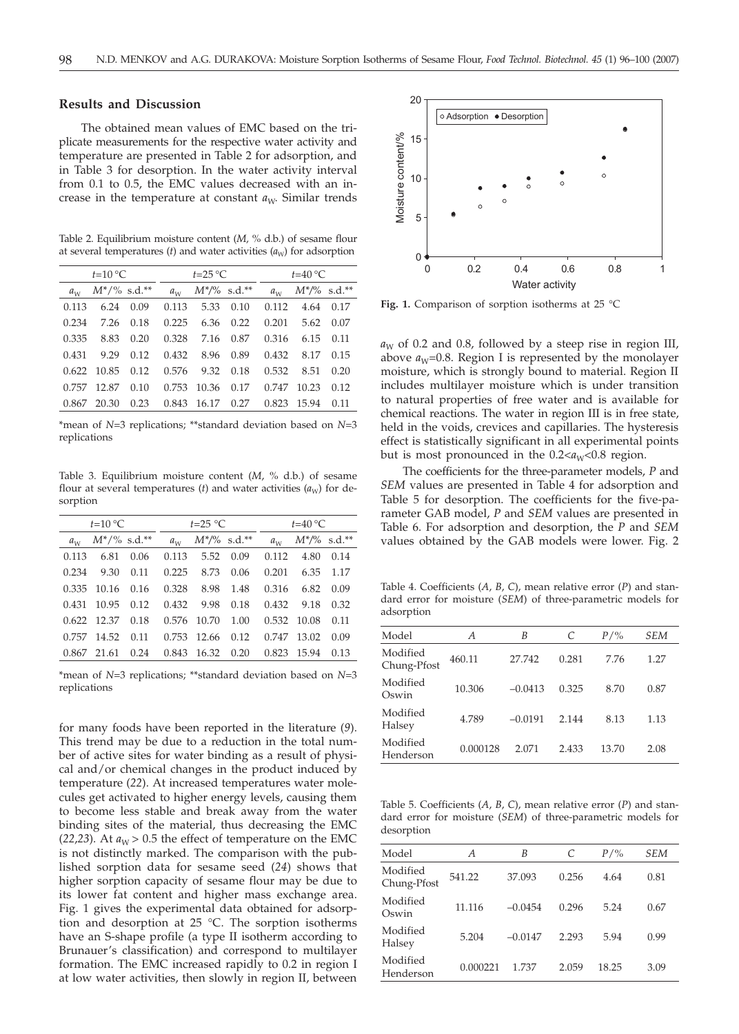## Results and Discussion

The obtained mean values of EMC based on the triplicate measurements for the respective water activity and temperature are presented in Table 2 for adsorption, and in Table 3 for desorption. In the water activity interval from 0.1 to 0.5, the EMC values decreased with an increase in the temperature at constant $a_W$. Similar trends for many foods have been reported in the literature (*9*). This trend may be due to a reduction in the total number of active sites for water binding as a result of physical and/or chemical changes in the product induced by temperature (*22*). At increased temperatures water molecules get activated to higher energy levels, causing them to become less stable and break away from the water binding sites of the material, thus decreasing the EMC (*22,23*). At $a_W > 0.5$ the effect of temperature on the EMC is not distinctly marked. The comparison with the published sorption data for sesame seed (*24*) shows that higher sorption capacity of sesame flour may be due to its lower fat content and higher mass exchange area. Fig. 1 gives the experimental data obtained for adsorption and desorption at 25 °C. The sorption isotherms have an S-shape profile (a type II isotherm according to Brunauer's classification) and correspond to multilayer formation. The EMC increased rapidly to 0.2 in region I at low water activities, then slowly in region II, between $a_W$ of 0.2 and 0.8, followed by a steep rise in region III, above $a_W$=0.8. Region I is represented by the monolayer moisture, which is strongly bound to material. Region II includes multilayer moisture which is under transition to natural properties of free water and is available for chemical reactions. The water in region III is in free state, held in the voids, crevices and capillaries. The hysteresis effect is statistically significant in all experimental points but is most pronounced in the $0.2<a_W<0.8$ region.

Table 2. Equilibrium moisture content (*M*, % d.b.) of sesame flour at several temperatures (*t*) and water activities ($a_W$) for adsorption

| *t*=10 °C | | | *t*=25 °C | | | *t*=40 °C | | |
|---|---|---|---|---|---|---|---|---|
| $a_W$ | *M*\*/% | s.d.\*\* | $a_W$ | *M*\*/% | s.d.\*\* | $a_W$ | *M*\*/% | s.d.\*\* |
| 0.113 | 6.24 | 0.09 | 0.113 | 5.33 | 0.10 | 0.112 | 4.64 | 0.17 |
| 0.234 | 7.26 | 0.18 | 0.225 | 6.36 | 0.22 | 0.201 | 5.62 | 0.07 |
| 0.335 | 8.83 | 0.20 | 0.328 | 7.16 | 0.87 | 0.316 | 6.15 | 0.11 |
| 0.431 | 9.29 | 0.12 | 0.432 | 8.96 | 0.89 | 0.432 | 8.17 | 0.15 |
| 0.622 | 10.85 | 0.12 | 0.576 | 9.32 | 0.18 | 0.532 | 8.51 | 0.20 |
| 0.757 | 12.87 | 0.10 | 0.753 | 10.36 | 0.17 | 0.747 | 10.23 | 0.12 |
| 0.867 | 20.30 | 0.23 | 0.843 | 16.17 | 0.27 | 0.823 | 15.94 | 0.11 |

\*mean of *N*=3 replications; \*\*standard deviation based on *N*=3 replications

Table 3. Equilibrium moisture content (*M*, % d.b.) of sesame flour at several temperatures (*t*) and water activities ($a_W$) for desorption

| *t*=10 °C | | | *t*=25 °C | | | *t*=40 °C | | |
|---|---|---|---|---|---|---|---|---|
| $a_W$ | *M*\*/% | s.d.\*\* | $a_W$ | *M*\*/% | s.d.\*\* | $a_W$ | *M*\*/% | s.d.\*\* |
| 0.113 | 6.81 | 0.06 | 0.113 | 5.52 | 0.09 | 0.112 | 4.80 | 0.14 |
| 0.234 | 9.30 | 0.11 | 0.225 | 8.73 | 0.06 | 0.201 | 6.35 | 1.17 |
| 0.335 | 10.16 | 0.16 | 0.328 | 8.98 | 1.48 | 0.316 | 6.82 | 0.09 |
| 0.431 | 10.95 | 0.12 | 0.432 | 9.98 | 0.18 | 0.432 | 9.18 | 0.32 |
| 0.622 | 12.37 | 0.18 | 0.576 | 10.70 | 1.00 | 0.532 | 10.08 | 0.11 |
| 0.757 | 14.52 | 0.11 | 0.753 | 12.66 | 0.12 | 0.747 | 13.02 | 0.09 |
| 0.867 | 21.61 | 0.24 | 0.843 | 16.32 | 0.20 | 0.823 | 15.94 | 0.13 |

\*mean of *N*=3 replications; \*\*standard deviation based on *N*=3 replications

Fig. 1. Comparison of sorption isotherms at 25 °C

The coefficients for the three-parameter models, *P* and *SEM* values are presented in Table 4 for adsorption and Table 5 for desorption. The coefficients for the five-parameter GAB model, *P* and *SEM* values are presented in Table 6. For adsorption and desorption, the *P* and *SEM* values obtained by the GAB models were lower. Fig. 2

Table 4. Coefficients (*A*, *B*, *C*), mean relative error (*P*) and standard error for moisture (*SEM*) of three-parametric models for adsorption

| Model | *A* | *B* | *C* | *P*/% | *SEM* |
|---|---|---|---|---|---|
| Modified Chung-Pfost | 460.11 | 27.742 | 0.281 | 7.76 | 1.27 |
| Modified Oswin | 10.306 | −0.0413 | 0.325 | 8.70 | 0.87 |
| Modified Halsey | 4.789 | −0.0191 | 2.144 | 8.13 | 1.13 |
| Modified Henderson | 0.000128 | 2.071 | 2.433 | 13.70 | 2.08 |

Table 5. Coefficients (*A*, *B*, *C*), mean relative error (*P*) and standard error for moisture (*SEM*) of three-parametric models for desorption

| Model | *A* | *B* | *C* | *P*/% | *SEM* |
|---|---|---|---|---|---|
| Modified Chung-Pfost | 541.22 | 37.093 | 0.256 | 4.64 | 0.81 |
| Modified Oswin | 11.116 | −0.0454 | 0.296 | 5.24 | 0.67 |
| Modified Halsey | 5.204 | −0.0147 | 2.293 | 5.94 | 0.99 |
| Modified Henderson | 0.000221 | 1.737 | 2.059 | 18.25 | 3.09 |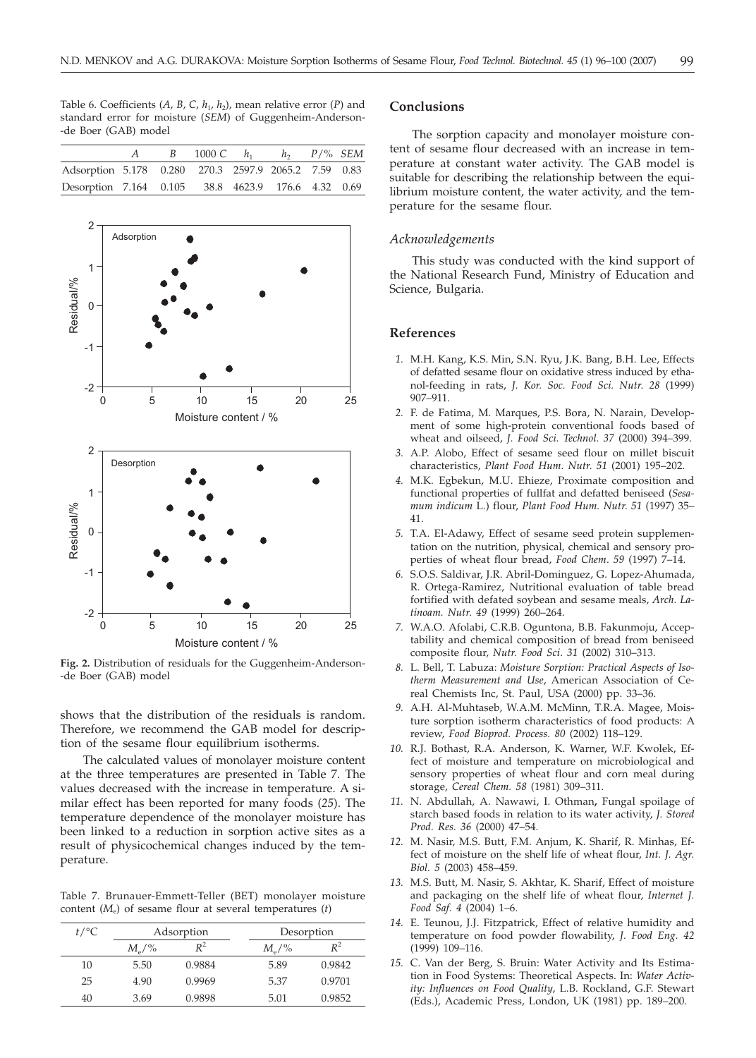Table 6. Coefficients ($A$, $B$, $C$, $h_1$, $h_2$), mean relative error ($P$) and standard error for moisture ($SEM$) of Guggenheim-Anderson--de Boer (GAB) model

| | $A$ | $B$ | $1000\ C$ | $h_1$ | $h_2$ | $P$/% | $SEM$ |
|---|---|---|---|---|---|---|---|
| Adsorption | 5.178 | 0.280 | 270.3 | 2597.9 | 2065.2 | 7.59 | 0.83 |
| Desorption | 7.164 | 0.105 | 38.8 | 4623.9 | 176.6 | 4.32 | 0.69 |

**Fig. 2.** Distribution of residuals for the Guggenheim-Anderson--de Boer (GAB) model

shows that the distribution of the residuals is random. Therefore, we recommend the GAB model for description of the sesame flour equilibrium isotherms.

The calculated values of monolayer moisture content at the three temperatures are presented in Table 7. The values decreased with the increase in temperature. A similar effect has been reported for many foods (*25*). The temperature dependence of the monolayer moisture has been linked to a reduction in sorption active sites as a result of physicochemical changes induced by the temperature.

Table 7. Brunauer-Emmett-Teller (BET) monolayer moisture content ($M_e$) of sesame flour at several temperatures ($t$)

| $t$/°C | Adsorption | | Desorption | |
|---|---|---|---|---|
| | $M_e$/% | $R^2$ | $M_e$/% | $R^2$ |
| 10 | 5.50 | 0.9884 | 5.89 | 0.9842 |
| 25 | 4.90 | 0.9969 | 5.37 | 0.9701 |
| 40 | 3.69 | 0.9898 | 5.01 | 0.9852 |

## Conclusions

The sorption capacity and monolayer moisture content of sesame flour decreased with an increase in temperature at constant water activity. The GAB model is suitable for describing the relationship between the equilibrium moisture content, the water activity, and the temperature for the sesame flour.

### *Acknowledgements*

This study was conducted with the kind support of the National Research Fund, Ministry of Education and Science, Bulgaria.

## References

*1.* M.H. Kang, K.S. Min, S.N. Ryu, J.K. Bang, B.H. Lee, Effects of defatted sesame flour on oxidative stress induced by ethanol-feeding in rats, *J. Kor. Soc. Food Sci. Nutr. 28* (1999) 907–911.

*2.* F. de Fatima, M. Marques, P.S. Bora, N. Narain, Development of some high-protein conventional foods based of wheat and oilseed, *J. Food Sci. Technol. 37* (2000) 394–399.

*3.* A.P. Alobo, Effect of sesame seed flour on millet biscuit characteristics, *Plant Food Hum. Nutr. 51* (2001) 195–202.

*4.* M.K. Egbekun, M.U. Ehieze, Proximate composition and functional properties of fullfat and defatted beniseed (*Sesamum indicum* L.) flour, *Plant Food Hum. Nutr. 51* (1997) 35–41.

*5.* T.A. El-Adawy, Effect of sesame seed protein supplementation on the nutrition, physical, chemical and sensory properties of wheat flour bread, *Food Chem. 59* (1997) 7–14.

*6.* S.O.S. Saldivar, J.R. Abril-Dominguez, G. Lopez-Ahumada, R. Ortega-Ramirez, Nutritional evaluation of table bread fortified with defated soybean and sesame meals, *Arch. Latinoam. Nutr. 49* (1999) 260–264.

*7.* W.A.O. Afolabi, C.R.B. Oguntona, B.B. Fakunmoju, Acceptability and chemical composition of bread from beniseed composite flour, *Nutr. Food Sci. 31* (2002) 310–313.

*8.* L. Bell, T. Labuza: *Moisture Sorption: Practical Aspects of Isotherm Measurement and Use*, American Association of Cereal Chemists Inc, St. Paul, USA (2000) pp. 33–36.

*9.* A.H. Al-Muhtaseb, W.A.M. McMinn, T.R.A. Magee, Moisture sorption isotherm characteristics of food products: A review, *Food Bioprod. Process. 80* (2002) 118–129.

*10.* R.J. Bothast, R.A. Anderson, K. Warner, W.F. Kwolek, Effect of moisture and temperature on microbiological and sensory properties of wheat flour and corn meal during storage, *Cereal Chem. 58* (1981) 309–311.

*11.* N. Abdullah, A. Nawawi, I. Othman**,** Fungal spoilage of starch based foods in relation to its water activity, *J. Stored Prod. Res. 36* (2000) 47–54.

*12.* M. Nasir, M.S. Butt, F.M. Anjum, K. Sharif, R. Minhas, Effect of moisture on the shelf life of wheat flour, *Int. J. Agr. Biol. 5* (2003) 458–459.

*13.* M.S. Butt, M. Nasir, S. Akhtar, K. Sharif, Effect of moisture and packaging on the shelf life of wheat flour, *Internet J. Food Saf. 4* (2004) 1–6.

*14.* E. Teunou, J.J. Fitzpatrick, Effect of relative humidity and temperature on food powder flowability, *J. Food Eng. 42* (1999) 109–116.

*15.* C. Van der Berg, S. Bruin: Water Activity and Its Estimation in Food Systems: Theoretical Aspects. In: *Water Activity: Influences on Food Quality*, L.B. Rockland, G.F. Stewart (Eds.), Academic Press, London, UK (1981) pp. 189–200.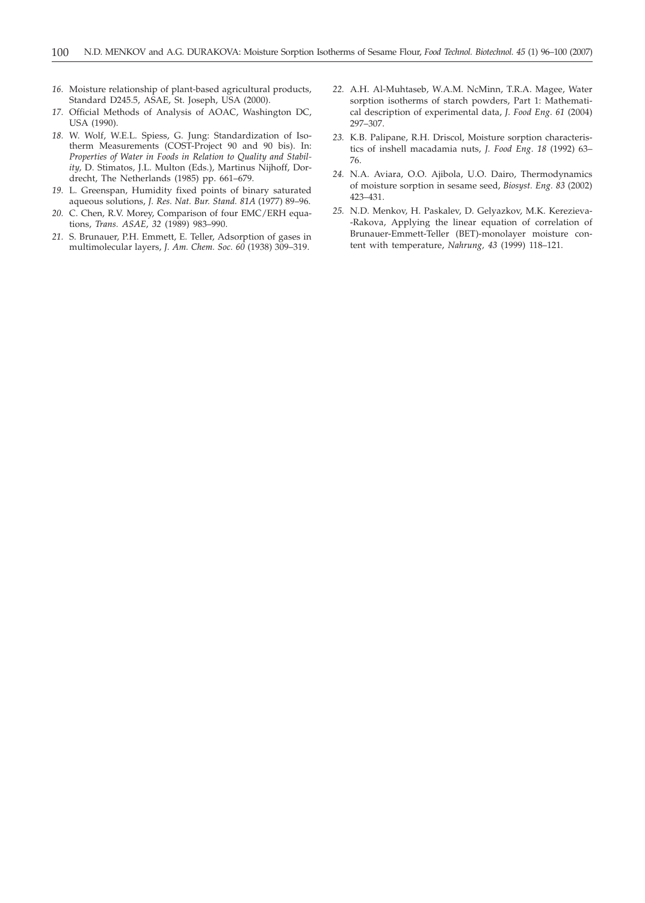16. Moisture relationship of plant-based agricultural products, Standard D245.5, ASAE, St. Joseph, USA (2000).
17. Official Methods of Analysis of AOAC, Washington DC, USA (1990).
18. W. Wolf, W.E.L. Spiess, G. Jung: Standardization of Isotherm Measurements (COST-Project 90 and 90 bis). In: *Properties of Water in Foods in Relation to Quality and Stability*, D. Stimatos, J.L. Multon (Eds.), Martinus Nijhoff, Dordrecht, The Netherlands (1985) pp. 661–679.
19. L. Greenspan, Humidity fixed points of binary saturated aqueous solutions, *J. Res. Nat. Bur. Stand. 81A* (1977) 89–96.
20. C. Chen, R.V. Morey, Comparison of four EMC/ERH equations, *Trans. ASAE, 32* (1989) 983–990.
21. S. Brunauer, P.H. Emmett, E. Teller, Adsorption of gases in multimolecular layers, *J. Am. Chem. Soc. 60* (1938) 309–319.
22. A.H. Al-Muhtaseb, W.A.M. NcMinn, T.R.A. Magee, Water sorption isotherms of starch powders, Part 1: Mathematical description of experimental data, *J. Food Eng. 61* (2004) 297–307.
23. K.B. Palipane, R.H. Driscol, Moisture sorption characteristics of inshell macadamia nuts, *J. Food Eng. 18* (1992) 63–76.
24. N.A. Aviara, O.O. Ajibola, U.O. Dairo, Thermodynamics of moisture sorption in sesame seed, *Biosyst. Eng. 83* (2002) 423–431.
25. N.D. Menkov, H. Paskalev, D. Gelyazkov, M.K. Kerezieva-Rakova, Applying the linear equation of correlation of Brunauer-Emmett-Teller (BET)-monolayer moisture content with temperature, *Nahrung, 43* (1999) 118–121.